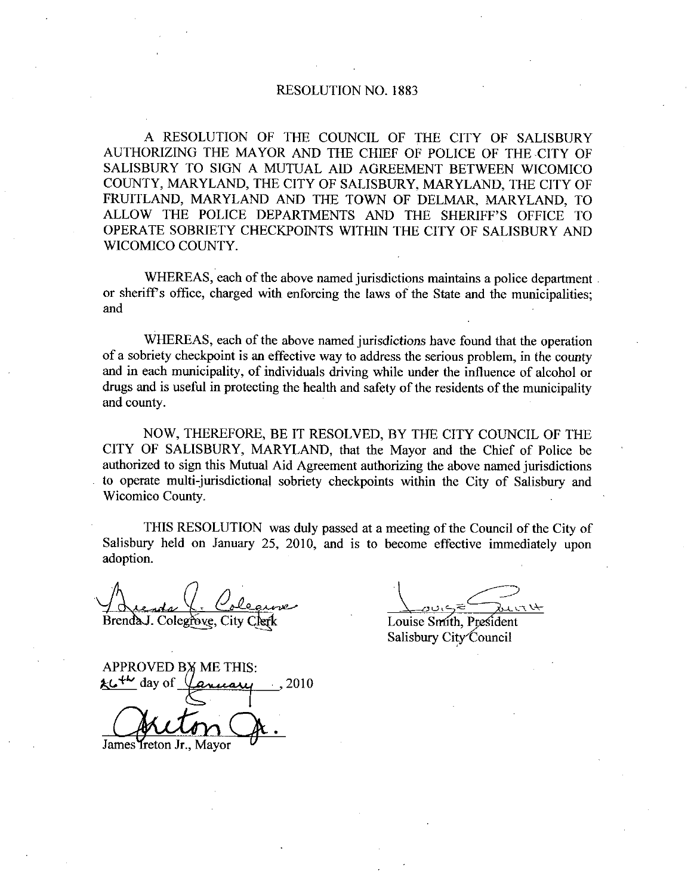# RESOLUTION NO. 1883

A RESOLUTION OF THE COUNCIL OF THE CITY OF SALISBURY AUTHORIZING THE MAYOR AND THE CHIEF OF POLICE OF THE CITY OF SALISBURY TO SIGN A MUTUAL AID AGREEMENT BETWEEN WICOMICO COUNTY, MARYLAND, THE CITY OF SALISBURY, MARYLAND, THE CITY OF FRUITLAND, MARYLAND AND THE TOWN OF DELMAR, MARYLAND, TO ALLOW THE POLICE DEPARTMENTS AND THE SHERIFF'S OFFICE TO OPERATE SOBRIETY CHECKPOINTS WITHIN THE CITY OF SALISBURY AND WICOMICO COUNTY.

WHEREAS, each of the above named jurisdictions maintains a police department or sheriff's office, charged with enforcing the laws of the State and the municipalities; and

WHEREAS, each of the above named jurisdictions have found that the operation of a sobriety checkpoint is an effective way to address the serious problem, in the county and in each municipality, of individuals driving while under the influence of alcohol or drugs and is useful in protecting the health and safety of the residents of the municipality and county.

NOW, THEREFORE, BE IT RESOLVED, BY THE CITY COUNCIL OF THE CITY OF SALISBURY, MARYLAND, that the Mayor and the Chief of Police be authorized to sign this Mutual Aid Agreement authorizing the above named jurisdictions to operate multi-jurisdictional sobriety checkpoints within the City of Salisbury and Wicomico County.

THIS RESOLUTION was duly passed at a meeting of the Council of the City of Salisbury held on January 25, 2010, and is to become effective immediately upon adoption.

Brenda J. Colegrove, City Clerk

Louise Smith, President
Salisbury City Council

APPROVED BY ME THIS:
26th day of January, 2010

James Ireton Jr., Mayor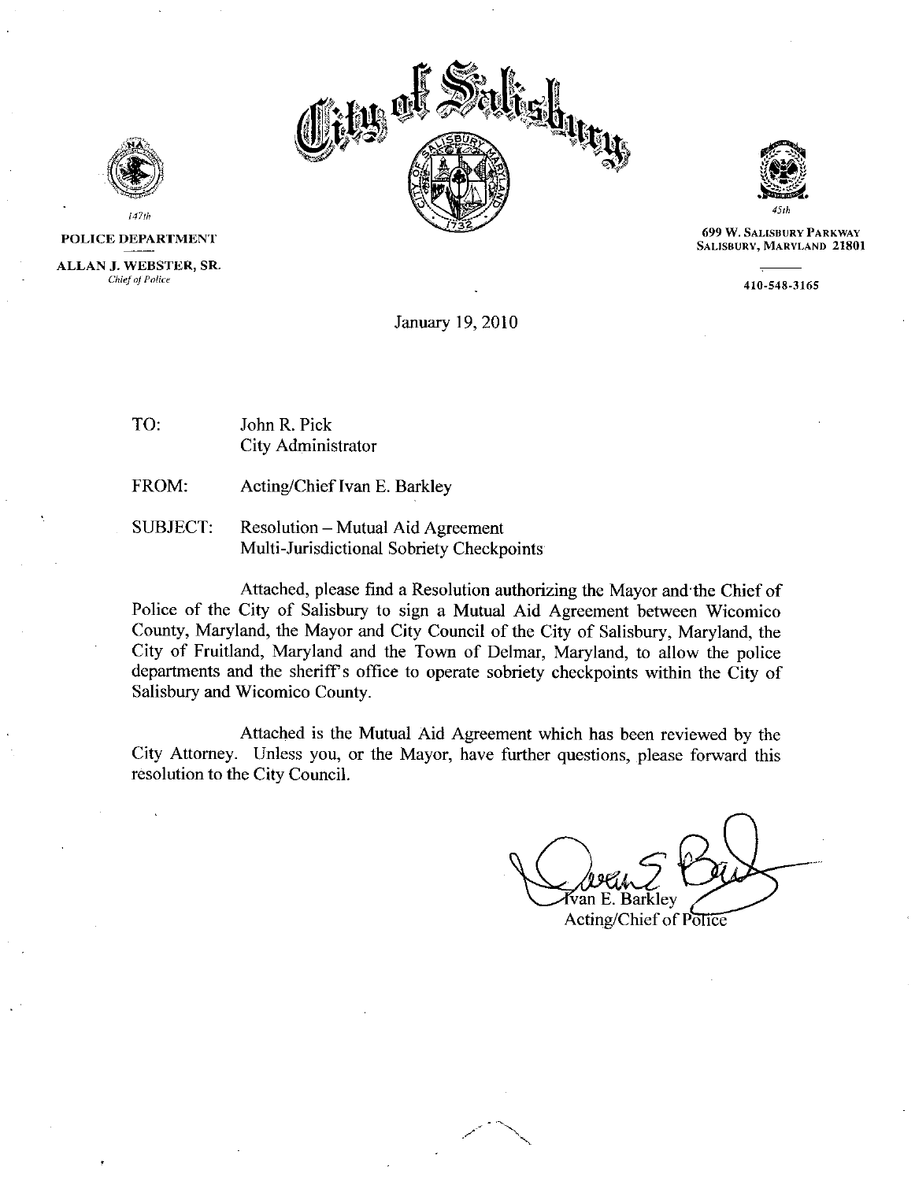**City of Salisbury**

147th

**POLICE DEPARTMENT**

**ALLAN J. WEBSTER, SR.**
*Chief of Police*

45th

**699 W. SALISBURY PARKWAY**
**SALISBURY, MARYLAND 21801**

**410-548-3165**

January 19, 2010

TO: John R. Pick
City Administrator

FROM: Acting/Chief Ivan E. Barkley

SUBJECT: Resolution – Mutual Aid Agreement
Multi-Jurisdictional Sobriety Checkpoints

Attached, please find a Resolution authorizing the Mayor and the Chief of Police of the City of Salisbury to sign a Mutual Aid Agreement between Wicomico County, Maryland, the Mayor and City Council of the City of Salisbury, Maryland, the City of Fruitland, Maryland and the Town of Delmar, Maryland, to allow the police departments and the sheriff's office to operate sobriety checkpoints within the City of Salisbury and Wicomico County.

Attached is the Mutual Aid Agreement which has been reviewed by the City Attorney. Unless you, or the Mayor, have further questions, please forward this resolution to the City Council.

Ivan E. Barkley
Acting/Chief of Police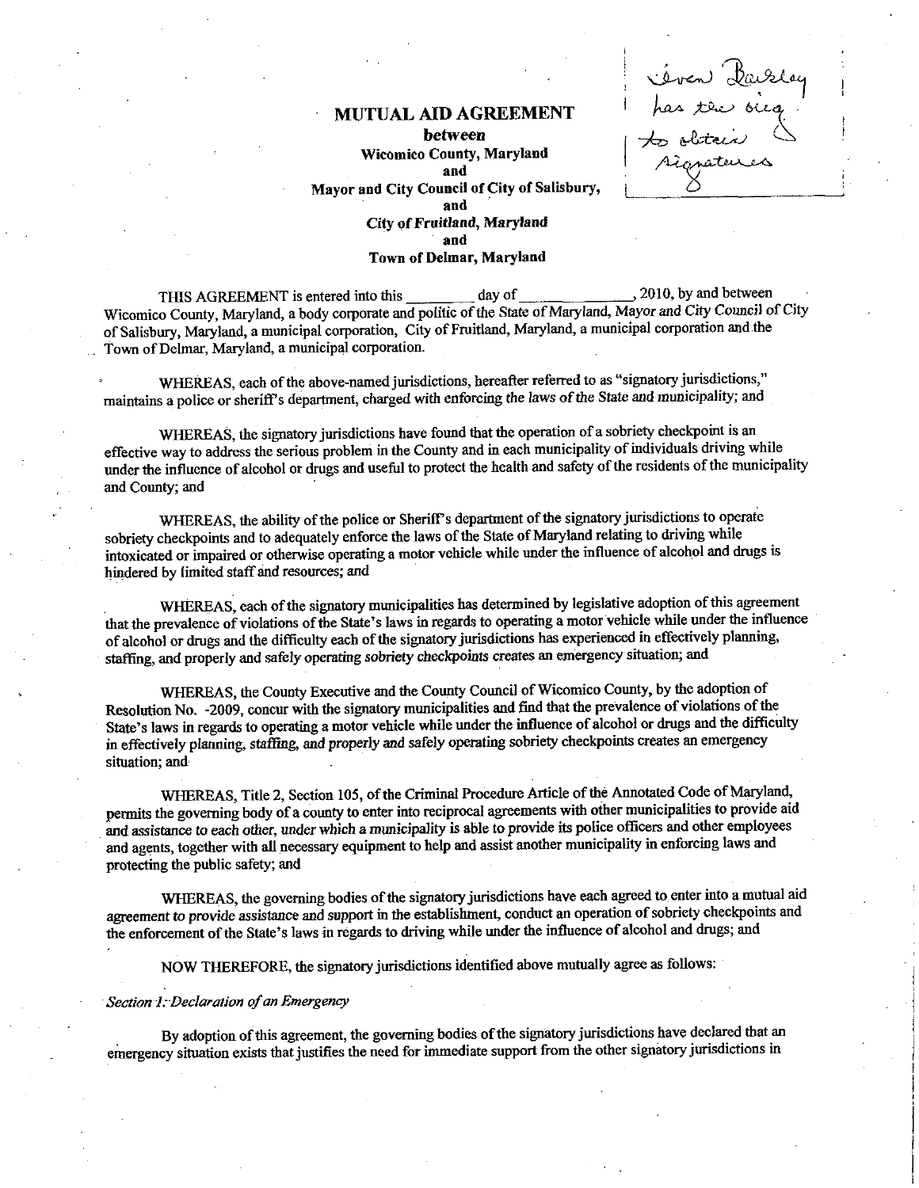Steven Barkley has the orig. to obtain signatures

# MUTUAL AID AGREEMENT

**between**

**Wicomico County, Maryland**

**and**

**Mayor and City Council of City of Salisbury,**

**and**

**City of Fruitland, Maryland**

**and**

**Town of Delmar, Maryland**

THIS AGREEMENT is entered into this ________ day of ______________, 2010, by and between Wicomico County, Maryland, a body corporate and politic of the State of Maryland, Mayor and City Council of City of Salisbury, Maryland, a municipal corporation, City of Fruitland, Maryland, a municipal corporation and the Town of Delmar, Maryland, a municipal corporation.

WHEREAS, each of the above-named jurisdictions, hereafter referred to as "signatory jurisdictions," maintains a police or sheriff's department, charged with enforcing the laws of the State and municipality; and

WHEREAS, the signatory jurisdictions have found that the operation of a sobriety checkpoint is an effective way to address the serious problem in the County and in each municipality of individuals driving while under the influence of alcohol or drugs and useful to protect the health and safety of the residents of the municipality and County; and

WHEREAS, the ability of the police or Sheriff's department of the signatory jurisdictions to operate sobriety checkpoints and to adequately enforce the laws of the State of Maryland relating to driving while intoxicated or impaired or otherwise operating a motor vehicle while under the influence of alcohol and drugs is hindered by limited staff and resources; and

WHEREAS, each of the signatory municipalities has determined by legislative adoption of this agreement that the prevalence of violations of the State's laws in regards to operating a motor vehicle while under the influence of alcohol or drugs and the difficulty each of the signatory jurisdictions has experienced in effectively planning, staffing, and properly and safely operating sobriety checkpoints creates an emergency situation; and

WHEREAS, the County Executive and the County Council of Wicomico County, by the adoption of Resolution No. -2009, concur with the signatory municipalities and find that the prevalence of violations of the State's laws in regards to operating a motor vehicle while under the influence of alcohol or drugs and the difficulty in effectively planning, staffing, and properly and safely operating sobriety checkpoints creates an emergency situation; and

WHEREAS, Title 2, Section 105, of the Criminal Procedure Article of the Annotated Code of Maryland, permits the governing body of a county to enter into reciprocal agreements with other municipalities to provide aid and assistance to each other, under which a municipality is able to provide its police officers and other employees and agents, together with all necessary equipment to help and assist another municipality in enforcing laws and protecting the public safety; and

WHEREAS, the governing bodies of the signatory jurisdictions have each agreed to enter into a mutual aid agreement to provide assistance and support in the establishment, conduct an operation of sobriety checkpoints and the enforcement of the State's laws in regards to driving while under the influence of alcohol and drugs; and

NOW THEREFORE, the signatory jurisdictions identified above mutually agree as follows:

*Section 1: Declaration of an Emergency*

By adoption of this agreement, the governing bodies of the signatory jurisdictions have declared that an emergency situation exists that justifies the need for immediate support from the other signatory jurisdictions in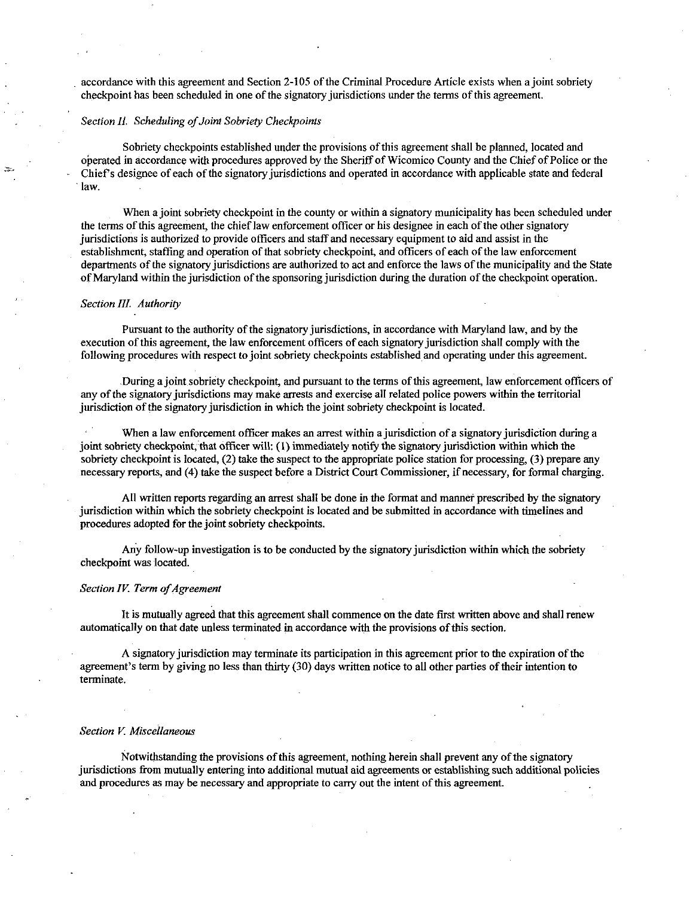accordance with this agreement and Section 2-105 of the Criminal Procedure Article exists when a joint sobriety checkpoint has been scheduled in one of the signatory jurisdictions under the terms of this agreement.

*Section II. Scheduling of Joint Sobriety Checkpoints*

Sobriety checkpoints established under the provisions of this agreement shall be planned, located and operated in accordance with procedures approved by the Sheriff of Wicomico County and the Chief of Police or the Chief's designee of each of the signatory jurisdictions and operated in accordance with applicable state and federal law.

When a joint sobriety checkpoint in the county or within a signatory municipality has been scheduled under the terms of this agreement, the chief law enforcement officer or his designee in each of the other signatory jurisdictions is authorized to provide officers and staff and necessary equipment to aid and assist in the establishment, staffing and operation of that sobriety checkpoint, and officers of each of the law enforcement departments of the signatory jurisdictions are authorized to act and enforce the laws of the municipality and the State of Maryland within the jurisdiction of the sponsoring jurisdiction during the duration of the checkpoint operation.

*Section III. Authority*

Pursuant to the authority of the signatory jurisdictions, in accordance with Maryland law, and by the execution of this agreement, the law enforcement officers of each signatory jurisdiction shall comply with the following procedures with respect to joint sobriety checkpoints established and operating under this agreement.

During a joint sobriety checkpoint, and pursuant to the terms of this agreement, law enforcement officers of any of the signatory jurisdictions may make arrests and exercise all related police powers within the territorial jurisdiction of the signatory jurisdiction in which the joint sobriety checkpoint is located.

When a law enforcement officer makes an arrest within a jurisdiction of a signatory jurisdiction during a joint sobriety checkpoint, that officer will: (1) immediately notify the signatory jurisdiction within which the sobriety checkpoint is located, (2) take the suspect to the appropriate police station for processing, (3) prepare any necessary reports, and (4) take the suspect before a District Court Commissioner, if necessary, for formal charging.

All written reports regarding an arrest shall be done in the format and manner prescribed by the signatory jurisdiction within which the sobriety checkpoint is located and be submitted in accordance with timelines and procedures adopted for the joint sobriety checkpoints.

Any follow-up investigation is to be conducted by the signatory jurisdiction within which the sobriety checkpoint was located.

*Section IV. Term of Agreement*

It is mutually agreed that this agreement shall commence on the date first written above and shall renew automatically on that date unless terminated in accordance with the provisions of this section.

A signatory jurisdiction may terminate its participation in this agreement prior to the expiration of the agreement's term by giving no less than thirty (30) days written notice to all other parties of their intention to terminate.

*Section V. Miscellaneous*

Notwithstanding the provisions of this agreement, nothing herein shall prevent any of the signatory jurisdictions from mutually entering into additional mutual aid agreements or establishing such additional policies and procedures as may be necessary and appropriate to carry out the intent of this agreement.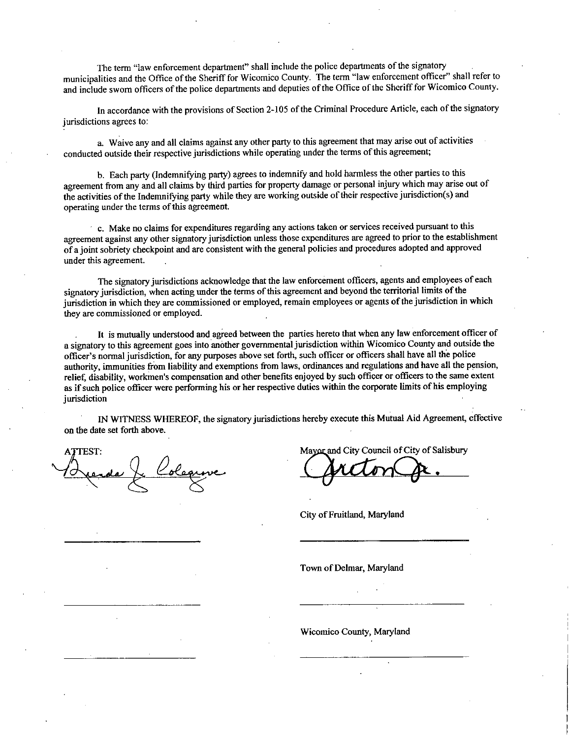The term "law enforcement department" shall include the police departments of the signatory municipalities and the Office of the Sheriff for Wicomico County. The term "law enforcement officer" shall refer to and include sworn officers of the police departments and deputies of the Office of the Sheriff for Wicomico County.

In accordance with the provisions of Section 2-105 of the Criminal Procedure Article, each of the signatory jurisdictions agrees to:

a. Waive any and all claims against any other party to this agreement that may arise out of activities conducted outside their respective jurisdictions while operating under the terms of this agreement;

b. Each party (Indemnifying party) agrees to indemnify and hold harmless the other parties to this agreement from any and all claims by third parties for property damage or personal injury which may arise out of the activities of the Indemnifying party while they are working outside of their respective jurisdiction(s) and operating under the terms of this agreement.

c. Make no claims for expenditures regarding any actions taken or services received pursuant to this agreement against any other signatory jurisdiction unless those expenditures are agreed to prior to the establishment of a joint sobriety checkpoint and are consistent with the general policies and procedures adopted and approved under this agreement.

The signatory jurisdictions acknowledge that the law enforcement officers, agents and employees of each signatory jurisdiction, when acting under the terms of this agreement and beyond the territorial limits of the jurisdiction in which they are commissioned or employed, remain employees or agents of the jurisdiction in which they are commissioned or employed.

It is mutually understood and agreed between the parties hereto that when any law enforcement officer of a signatory to this agreement goes into another governmental jurisdiction within Wicomico County and outside the officer's normal jurisdiction, for any purposes above set forth, such officer or officers shall have all the police authority, immunities from liability and exemptions from laws, ordinances and regulations and have all the pension, relief, disability, workmen's compensation and other benefits enjoyed by such officer or officers to the same extent as if such police officer were performing his or her respective duties within the corporate limits of his employing jurisdiction

IN WITNESS WHEREOF, the signatory jurisdictions hereby execute this Mutual Aid Agreement, effective on the date set forth above.

ATTEST: Brenda J. Colegrove

Mayor and City Council of City of Salisbury
Barrie Tilghman Jr.

City of Fruitland, Maryland

\_\_\_\_\_\_\_\_\_\_\_\_\_\_\_\_\_\_\_\_\_\_\_\_ \_\_\_\_\_\_\_\_\_\_\_\_\_\_\_\_\_\_\_\_\_\_\_\_

Town of Delmar, Maryland

\_\_\_\_\_\_\_\_\_\_\_\_\_\_\_\_\_\_\_\_\_\_\_\_ \_\_\_\_\_\_\_\_\_\_\_\_\_\_\_\_\_\_\_\_\_\_\_\_

Wicomico County, Maryland

\_\_\_\_\_\_\_\_\_\_\_\_\_\_\_\_\_\_\_\_\_\_\_\_ \_\_\_\_\_\_\_\_\_\_\_\_\_\_\_\_\_\_\_\_\_\_\_\_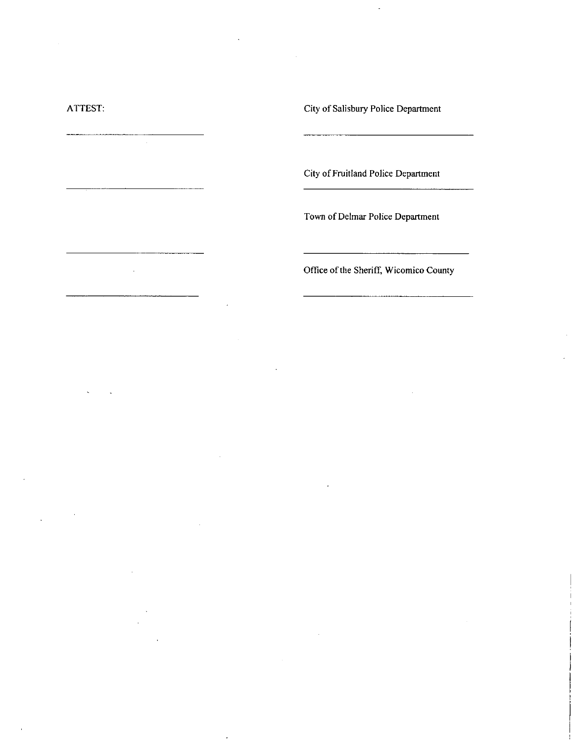ATTEST:

City of Salisbury Police Department

\_\_\_\_\_\_\_\_\_\_\_\_\_\_\_\_\_\_\_\_\_\_\_\_\_\_\_\_ \_\_\_\_\_\_\_\_\_\_\_\_\_\_\_\_\_\_\_\_\_\_\_\_\_\_\_\_

City of Fruitland Police Department

\_\_\_\_\_\_\_\_\_\_\_\_\_\_\_\_\_\_\_\_\_\_\_\_\_\_\_\_ \_\_\_\_\_\_\_\_\_\_\_\_\_\_\_\_\_\_\_\_\_\_\_\_\_\_\_\_

Town of Delmar Police Department

\_\_\_\_\_\_\_\_\_\_\_\_\_\_\_\_\_\_\_\_\_\_\_\_\_\_\_\_ \_\_\_\_\_\_\_\_\_\_\_\_\_\_\_\_\_\_\_\_\_\_\_\_\_\_\_\_

Office of the Sheriff, Wicomico County

\_\_\_\_\_\_\_\_\_\_\_\_\_\_\_\_\_\_\_\_\_\_\_\_\_\_\_\_ \_\_\_\_\_\_\_\_\_\_\_\_\_\_\_\_\_\_\_\_\_\_\_\_\_\_\_\_